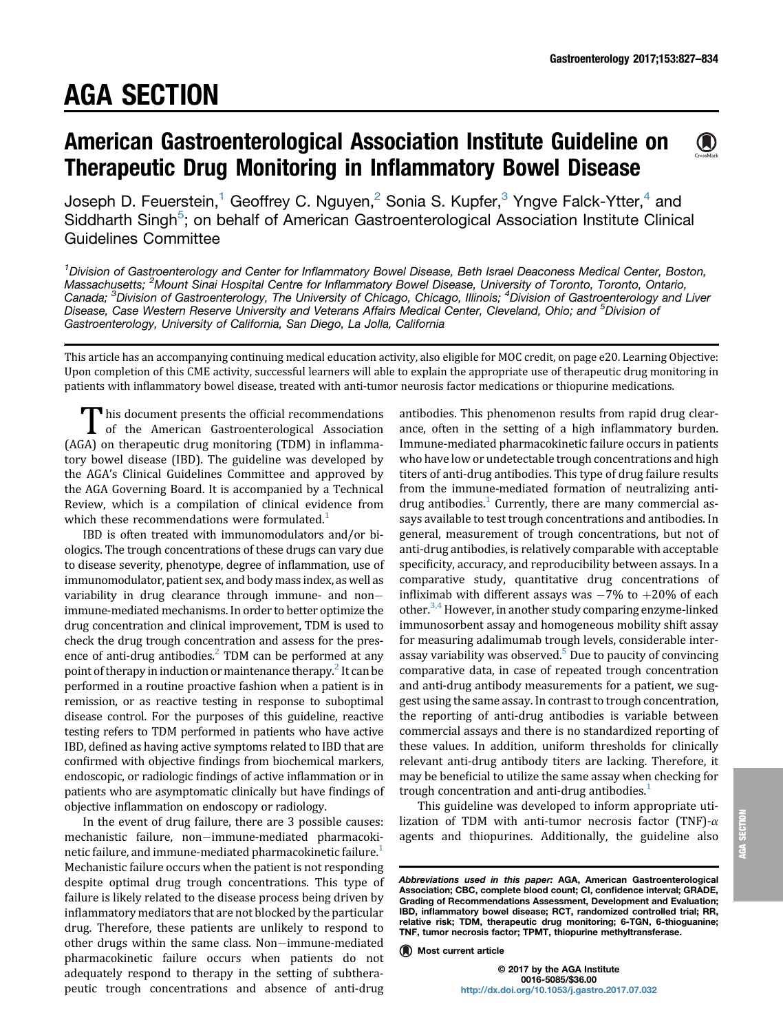# AGA SECTION

## American Gastroenterological Association Institute Guideline on Therapeutic Drug Monitoring in Inflammatory Bowel Disease

Joseph D. Feuerstein,[1] Geoffrey C. Nguyen,[2] Sonia S. Kupfer,[3] Yngve Falck-Ytter,[4] and Siddharth Singh[5]; on behalf of American Gastroenterological Association Institute Clinical Guidelines Committee

*[1]Division of Gastroenterology and Center for Inflammatory Bowel Disease, Beth Israel Deaconess Medical Center, Boston, Massachusetts; [2]Mount Sinai Hospital Centre for Inflammatory Bowel Disease, University of Toronto, Toronto, Ontario, Canada; [3]Division of Gastroenterology, The University of Chicago, Chicago, Illinois; [4]Division of Gastroenterology and Liver Disease, Case Western Reserve University and Veterans Affairs Medical Center, Cleveland, Ohio; and [5]Division of Gastroenterology, University of California, San Diego, La Jolla, California*

This article has an accompanying continuing medical education activity, also eligible for MOC credit, on page e20. Learning Objective: Upon completion of this CME activity, successful learners will able to explain the appropriate use of therapeutic drug monitoring in patients with inflammatory bowel disease, treated with anti-tumor neurosis factor medications or thiopurine medications.

This document presents the official recommendations of the American Gastroenterological Association (AGA) on therapeutic drug monitoring (TDM) in inflammatory bowel disease (IBD). The guideline was developed by the AGA's Clinical Guidelines Committee and approved by the AGA Governing Board. It is accompanied by a Technical Review, which is a compilation of clinical evidence from which these recommendations were formulated.[1]

IBD is often treated with immunomodulators and/or biologics. The trough concentrations of these drugs can vary due to disease severity, phenotype, degree of inflammation, use of immunomodulator, patient sex, and body mass index, as well as variability in drug clearance through immune- and non−immune-mediated mechanisms. In order to better optimize the drug concentration and clinical improvement, TDM is used to check the drug trough concentration and assess for the presence of anti-drug antibodies.[2] TDM can be performed at any point of therapy in induction or maintenance therapy.[2] It can be performed in a routine proactive fashion when a patient is in remission, or as reactive testing in response to suboptimal disease control. For the purposes of this guideline, reactive testing refers to TDM performed in patients who have active IBD, defined as having active symptoms related to IBD that are confirmed with objective findings from biochemical markers, endoscopic, or radiologic findings of active inflammation or in patients who are asymptomatic clinically but have findings of objective inflammation on endoscopy or radiology.

In the event of drug failure, there are 3 possible causes: mechanistic failure, non−immune-mediated pharmacokinetic failure, and immune-mediated pharmacokinetic failure.[1] Mechanistic failure occurs when the patient is not responding despite optimal drug trough concentrations. This type of failure is likely related to the disease process being driven by inflammatory mediators that are not blocked by the particular drug. Therefore, these patients are unlikely to respond to other drugs within the same class. Non−immune-mediated pharmacokinetic failure occurs when patients do not adequately respond to therapy in the setting of subtherapeutic trough concentrations and absence of anti-drug antibodies. This phenomenon results from rapid drug clearance, often in the setting of a high inflammatory burden. Immune-mediated pharmacokinetic failure occurs in patients who have low or undetectable trough concentrations and high titers of anti-drug antibodies. This type of drug failure results from the immune-mediated formation of neutralizing anti-drug antibodies.[1] Currently, there are many commercial assays available to test trough concentrations and antibodies. In general, measurement of trough concentrations, but not of anti-drug antibodies, is relatively comparable with acceptable specificity, accuracy, and reproducibility between assays. In a comparative study, quantitative drug concentrations of infliximab with different assays was −7% to +20% of each other.[3,4] However, in another study comparing enzyme-linked immunosorbent assay and homogeneous mobility shift assay for measuring adalimumab trough levels, considerable inter-assay variability was observed.[5] Due to paucity of convincing comparative data, in case of repeated trough concentration and anti-drug antibody measurements for a patient, we suggest using the same assay. In contrast to trough concentration, the reporting of anti-drug antibodies is variable between commercial assays and there is no standardized reporting of these values. In addition, uniform thresholds for clinically relevant anti-drug antibody titers are lacking. Therefore, it may be beneficial to utilize the same assay when checking for trough concentration and anti-drug antibodies.[1]

This guideline was developed to inform appropriate utilization of TDM with anti-tumor necrosis factor (TNF)-α agents and thiopurines. Additionally, the guideline also

*Abbreviations used in this paper:* AGA, American Gastroenterological Association; CBC, complete blood count; CI, confidence interval; GRADE, Grading of Recommendations Assessment, Development and Evaluation; IBD, inflammatory bowel disease; RCT, randomized controlled trial; RR, relative risk; TDM, therapeutic drug monitoring; 6-TGN, 6-thioguanine; TNF, tumor necrosis factor; TPMT, thiopurine methyltransferase.

Most current article

© 2017 by the AGA Institute
0016-5085/$36.00
http://dx.doi.org/10.1053/j.gastro.2017.07.032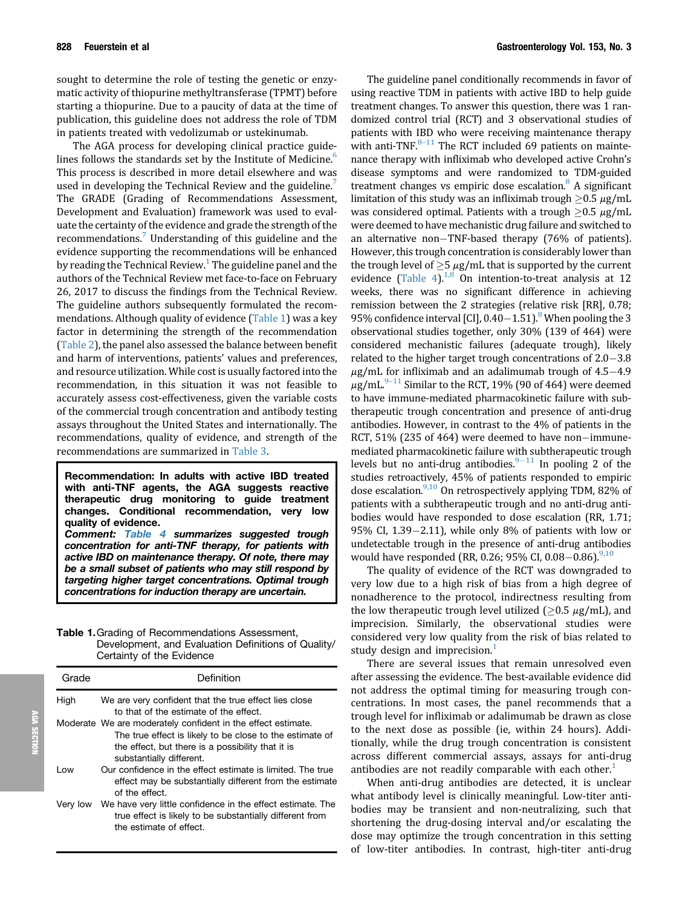sought to determine the role of testing the genetic or enzymatic activity of thiopurine methyltransferase (TPMT) before starting a thiopurine. Due to a paucity of data at the time of publication, this guideline does not address the role of TDM in patients treated with vedolizumab or ustekinumab.

The AGA process for developing clinical practice guidelines follows the standards set by the Institute of Medicine.[6] This process is described in more detail elsewhere and was used in developing the Technical Review and the guideline.[7] The GRADE (Grading of Recommendations Assessment, Development and Evaluation) framework was used to evaluate the certainty of the evidence and grade the strength of the recommendations.[7] Understanding of this guideline and the evidence supporting the recommendations will be enhanced by reading the Technical Review.[1] The guideline panel and the authors of the Technical Review met face-to-face on February 26, 2017 to discuss the findings from the Technical Review. The guideline authors subsequently formulated the recommendations. Although quality of evidence (Table 1) was a key factor in determining the strength of the recommendation (Table 2), the panel also assessed the balance between benefit and harm of interventions, patients' values and preferences, and resource utilization. While cost is usually factored into the recommendation, in this situation it was not feasible to accurately assess cost-effectiveness, given the variable costs of the commercial trough concentration and antibody testing assays throughout the United States and internationally. The recommendations, quality of evidence, and strength of the recommendations are summarized in Table 3.

**Recommendation: In adults with active IBD treated with anti-TNF agents, the AGA suggests reactive therapeutic drug monitoring to guide treatment changes. Conditional recommendation, very low quality of evidence.**
***Comment: Table 4 summarizes suggested trough concentration for anti-TNF therapy, for patients with active IBD on maintenance therapy. Of note, there may be a small subset of patients who may still respond by targeting higher target concentrations. Optimal trough concentrations for induction therapy are uncertain.***

**Table 1.** Grading of Recommendations Assessment, Development, and Evaluation Definitions of Quality/Certainty of the Evidence

| Grade | Definition |
|---|---|
| High | We are very confident that the true effect lies close to that of the estimate of the effect. |
| Moderate | We are moderately confident in the effect estimate. The true effect is likely to be close to the estimate of the effect, but there is a possibility that it is substantially different. |
| Low | Our confidence in the effect estimate is limited. The true effect may be substantially different from the estimate of the effect. |
| Very low | We have very little confidence in the effect estimate. The true effect is likely to be substantially different from the estimate of effect. |

The guideline panel conditionally recommends in favor of using reactive TDM in patients with active IBD to help guide treatment changes. To answer this question, there was 1 randomized control trial (RCT) and 3 observational studies of patients with IBD who were receiving maintenance therapy with anti-TNF.[8–11] The RCT included 69 patients on maintenance therapy with infliximab who developed active Crohn's disease symptoms and were randomized to TDM-guided treatment changes vs empiric dose escalation.[8] A significant limitation of this study was an infliximab trough $\geq 0.5$ $\mu$g/mL was considered optimal. Patients with a trough $\geq 0.5$ $\mu$g/mL were deemed to have mechanistic drug failure and switched to an alternative non−TNF-based therapy (76% of patients). However, this trough concentration is considerably lower than the trough level of $\geq 5$ $\mu$g/mL that is supported by the current evidence (Table 4).[1,8] On intention-to-treat analysis at 12 weeks, there was no significant difference in achieving remission between the 2 strategies (relative risk [RR], 0.78; 95% confidence interval [CI], 0.40−1.51).[8] When pooling the 3 observational studies together, only 30% (139 of 464) were considered mechanistic failures (adequate trough), likely related to the higher target trough concentrations of 2.0−3.8 $\mu$g/mL for infliximab and an adalimumab trough of 4.5−4.9 $\mu$g/mL.[9–11] Similar to the RCT, 19% (90 of 464) were deemed to have immune-mediated pharmacokinetic failure with subtherapeutic trough concentration and presence of anti-drug antibodies. However, in contrast to the 4% of patients in the RCT, 51% (235 of 464) were deemed to have non−immune-mediated pharmacokinetic failure with subtherapeutic trough levels but no anti-drug antibodies.[9–11] In pooling 2 of the studies retroactively, 45% of patients responded to empiric dose escalation.[9,10] On retrospectively applying TDM, 82% of patients with a subtherapeutic trough and no anti-drug antibodies would have responded to dose escalation (RR, 1.71; 95% CI, 1.39−2.11), while only 8% of patients with low or undetectable trough in the presence of anti-drug antibodies would have responded (RR, 0.26; 95% CI, 0.08−0.86).[9,10]

The quality of evidence of the RCT was downgraded to very low due to a high risk of bias from a high degree of nonadherence to the protocol, indirectness resulting from the low therapeutic trough level utilized ($\geq 0.5$ $\mu$g/mL), and imprecision. Similarly, the observational studies were considered very low quality from the risk of bias related to study design and imprecision.[1]

There are several issues that remain unresolved even after assessing the evidence. The best-available evidence did not address the optimal timing for measuring trough concentrations. In most cases, the panel recommends that a trough level for infliximab or adalimumab be drawn as close to the next dose as possible (ie, within 24 hours). Additionally, while the drug trough concentration is consistent across different commercial assays, assays for anti-drug antibodies are not readily comparable with each other.[1]

When anti-drug antibodies are detected, it is unclear what antibody level is clinically meaningful. Low-titer antibodies may be transient and non-neutralizing, such that shortening the drug-dosing interval and/or escalating the dose may optimize the trough concentration in this setting of low-titer antibodies. In contrast, high-titer anti-drug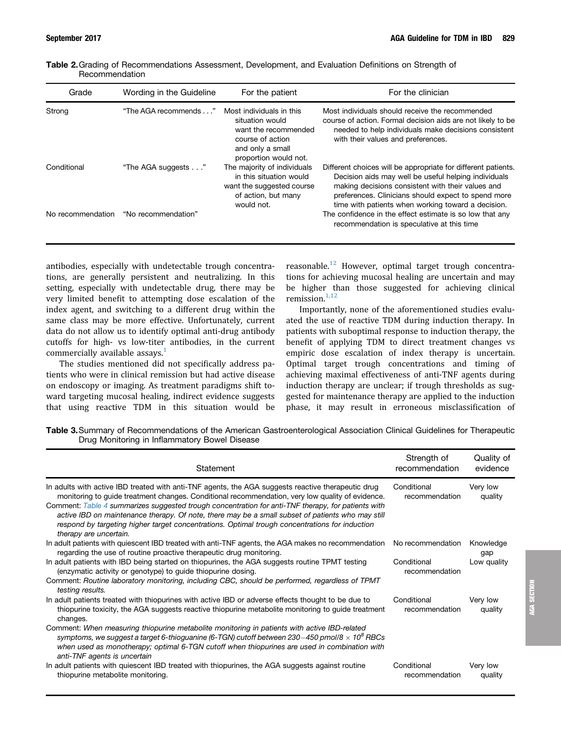**Table 2.** Grading of Recommendations Assessment, Development, and Evaluation Definitions on Strength of Recommendation

| Grade | Wording in the Guideline | For the patient | For the clinician |
| --- | --- | --- | --- |
| Strong | "The AGA recommends . . ." | Most individuals in this situation would want the recommended course of action and only a small proportion would not. | Most individuals should receive the recommended course of action. Formal decision aids are not likely to be needed to help individuals make decisions consistent with their values and preferences. |
| Conditional | "The AGA suggests . . ." | The majority of individuals in this situation would want the suggested course of action, but many would not. | Different choices will be appropriate for different patients. Decision aids may well be useful helping individuals making decisions consistent with their values and preferences. Clinicians should expect to spend more time with patients when working toward a decision. |
| No recommendation | "No recommendation" | | The confidence in the effect estimate is so low that any recommendation is speculative at this time |

antibodies, especially with undetectable trough concentrations, are generally persistent and neutralizing. In this setting, especially with undetectable drug, there may be very limited benefit to attempting dose escalation of the index agent, and switching to a different drug within the same class may be more effective. Unfortunately, current data do not allow us to identify optimal anti-drug antibody cutoffs for high- vs low-titer antibodies, in the current commercially available assays.[1]

The studies mentioned did not specifically address patients who were in clinical remission but had active disease on endoscopy or imaging. As treatment paradigms shift toward targeting mucosal healing, indirect evidence suggests that using reactive TDM in this situation would be reasonable.[12] However, optimal target trough concentrations for achieving mucosal healing are uncertain and may be higher than those suggested for achieving clinical remission.[1,12]

Importantly, none of the aforementioned studies evaluated the use of reactive TDM during induction therapy. In patients with suboptimal response to induction therapy, the benefit of applying TDM to direct treatment changes vs empiric dose escalation of index therapy is uncertain. Optimal target trough concentrations and timing of achieving maximal effectiveness of anti-TNF agents during induction therapy are unclear; if trough thresholds as suggested for maintenance therapy are applied to the induction phase, it may result in erroneous misclassification of

**Table 3.** Summary of Recommendations of the American Gastroenterological Association Clinical Guidelines for Therapeutic Drug Monitoring in Inflammatory Bowel Disease

| Statement | Strength of recommendation | Quality of evidence |
| --- | --- | --- |
| In adults with active IBD treated with anti-TNF agents, the AGA suggests reactive therapeutic drug monitoring to guide treatment changes. Conditional recommendation, very low quality of evidence. Comment: *Table 4 summarizes suggested trough concentration for anti-TNF therapy, for patients with active IBD on maintenance therapy. Of note, there may be a small subset of patients who may still respond by targeting higher target concentrations. Optimal trough concentrations for induction therapy are uncertain.* | Conditional recommendation | Very low quality |
| In adult patients with quiescent IBD treated with anti-TNF agents, the AGA makes no recommendation regarding the use of routine proactive therapeutic drug monitoring. | No recommendation | Knowledge gap |
| In adult patients with IBD being started on thiopurines, the AGA suggests routine TPMT testing (enzymatic activity or genotype) to guide thiopurine dosing. Comment: *Routine laboratory monitoring, including CBC, should be performed, regardless of TPMT testing results.* | Conditional recommendation | Low quality |
| In adult patients treated with thiopurines with active IBD or adverse effects thought to be due to thiopurine toxicity, the AGA suggests reactive thiopurine metabolite monitoring to guide treatment changes. Comment: *When measuring thiopurine metabolite monitoring in patients with active IBD-related symptoms, we suggest a target 6-thioguanine (6-TGN) cutoff between 230–450 pmol/8 × $10^8$ RBCs when used as monotherapy; optimal 6-TGN cutoff when thiopurines are used in combination with anti-TNF agents is uncertain* | Conditional recommendation | Very low quality |
| In adult patients with quiescent IBD treated with thiopurines, the AGA suggests against routine thiopurine metabolite monitoring. | Conditional recommendation | Very low quality |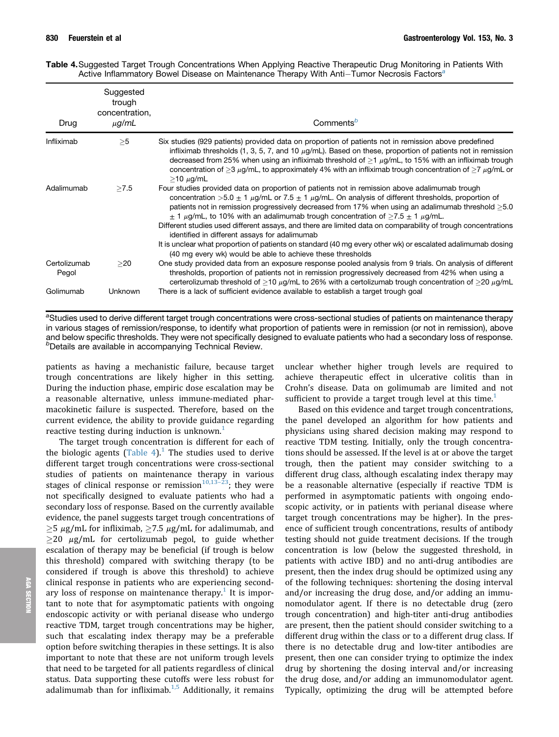**Table 4.** Suggested Target Trough Concentrations When Applying Reactive Therapeutic Drug Monitoring in Patients With Active Inflammatory Bowel Disease on Maintenance Therapy With Anti−Tumor Necrosis Factors[a]

| Drug | Suggested trough concentration, *μg/mL* | Comments[b] |
| --- | --- | --- |
| Infliximab | ≥5 | Six studies (929 patients) provided data on proportion of patients not in remission above predefined infliximab thresholds (1, 3, 5, 7, and 10 μg/mL). Based on these, proportion of patients not in remission decreased from 25% when using an infliximab threshold of ≥1 μg/mL, to 15% with an infliximab trough concentration of ≥3 μg/mL, to approximately 4% with an infliximab trough concentration of ≥7 μg/mL or ≥10 μg/mL |
| Adalimumab | ≥7.5 | Four studies provided data on proportion of patients not in remission above adalimumab trough concentration >5.0 ± 1 μg/mL or 7.5 ± 1 μg/mL. On analysis of different thresholds, proportion of patients not in remission progressively decreased from 17% when using an adalimumab threshold ≥5.0 ± 1 μg/mL, to 10% with an adalimumab trough concentration of ≥7.5 ± 1 μg/mL. Different studies used different assays, and there are limited data on comparability of trough concentrations identified in different assays for adalimumab. It is unclear what proportion of patients on standard (40 mg every other wk) or escalated adalimumab dosing (40 mg every wk) would be able to achieve these thresholds |
| Certolizumab Pegol | ≥20 | One study provided data from an exposure response pooled analysis from 9 trials. On analysis of different thresholds, proportion of patients not in remission progressively decreased from 42% when using a certerolizumab threshold of ≥10 μg/mL to 26% with a certolizumab trough concentration of ≥20 μg/mL |
| Golimumab | Unknown | There is a lack of sufficient evidence available to establish a target trough goal |

[a]Studies used to derive different target trough concentrations were cross-sectional studies of patients on maintenance therapy in various stages of remission/response, to identify what proportion of patients were in remission (or not in remission), above and below specific thresholds. They were not specifically designed to evaluate patients who had a secondary loss of response.
[b]Details are available in accompanying Technical Review.

patients as having a mechanistic failure, because target trough concentrations are likely higher in this setting. During the induction phase, empiric dose escalation may be a reasonable alternative, unless immune-mediated pharmacokinetic failure is suspected. Therefore, based on the current evidence, the ability to provide guidance regarding reactive testing during induction is unknown.[1]

The target trough concentration is different for each of the biologic agents (Table 4).[1] The studies used to derive different target trough concentrations were cross-sectional studies of patients on maintenance therapy in various stages of clinical response or remission[10,13–23]; they were not specifically designed to evaluate patients who had a secondary loss of response. Based on the currently available evidence, the panel suggests target trough concentrations of ≥5 μg/mL for infliximab, ≥7.5 μg/mL for adalimumab, and ≥20 μg/mL for certolizumab pegol, to guide whether escalation of therapy may be beneficial (if trough is below this threshold) compared with switching therapy (to be considered if trough is above this threshold) to achieve clinical response in patients who are experiencing secondary loss of response on maintenance therapy.[1] It is important to note that for asymptomatic patients with ongoing endoscopic activity or with perianal disease who undergo reactive TDM, target trough concentrations may be higher, such that escalating index therapy may be a preferable option before switching therapies in these settings. It is also important to note that these are not uniform trough levels that need to be targeted for all patients regardless of clinical status. Data supporting these cutoffs were less robust for adalimumab than for infliximab.[1,5] Additionally, it remains unclear whether higher trough levels are required to achieve therapeutic effect in ulcerative colitis than in Crohn's disease. Data on golimumab are limited and not sufficient to provide a target trough level at this time.[1]

Based on this evidence and target trough concentrations, the panel developed an algorithm for how patients and physicians using shared decision making may respond to reactive TDM testing. Initially, only the trough concentrations should be assessed. If the level is at or above the target trough, then the patient may consider switching to a different drug class, although escalating index therapy may be a reasonable alternative (especially if reactive TDM is performed in asymptomatic patients with ongoing endoscopic activity, or in patients with perianal disease where target trough concentrations may be higher). In the presence of sufficient trough concentrations, results of antibody testing should not guide treatment decisions. If the trough concentration is low (below the suggested threshold, in patients with active IBD) and no anti-drug antibodies are present, then the index drug should be optimized using any of the following techniques: shortening the dosing interval and/or increasing the drug dose, and/or adding an immunomodulator agent. If there is no detectable drug (zero trough concentration) and high-titer anti-drug antibodies are present, then the patient should consider switching to a different drug within the class or to a different drug class. If there is no detectable drug and low-titer antibodies are present, then one can consider trying to optimize the index drug by shortening the dosing interval and/or increasing the drug dose, and/or adding an immunomodulator agent. Typically, optimizing the drug will be attempted before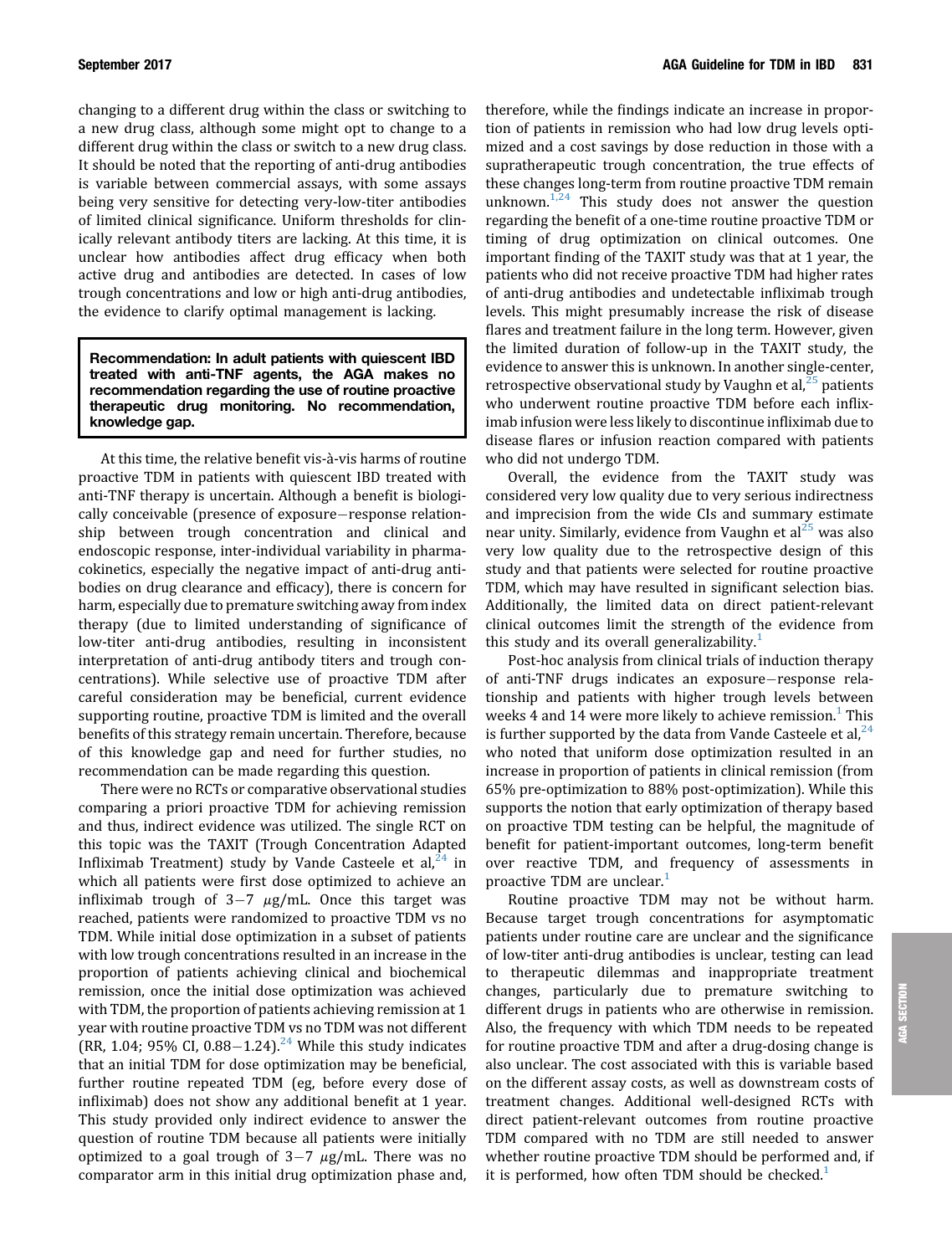changing to a different drug within the class or switching to a new drug class, although some might opt to change to a different drug within the class or switch to a new drug class. It should be noted that the reporting of anti-drug antibodies is variable between commercial assays, with some assays being very sensitive for detecting very-low-titer antibodies of limited clinical significance. Uniform thresholds for clinically relevant antibody titers are lacking. At this time, it is unclear how antibodies affect drug efficacy when both active drug and antibodies are detected. In cases of low trough concentrations and low or high anti-drug antibodies, the evidence to clarify optimal management is lacking.

**Recommendation: In adult patients with quiescent IBD treated with anti-TNF agents, the AGA makes no recommendation regarding the use of routine proactive therapeutic drug monitoring. No recommendation, knowledge gap.**

At this time, the relative benefit vis-à-vis harms of routine proactive TDM in patients with quiescent IBD treated with anti-TNF therapy is uncertain. Although a benefit is biologically conceivable (presence of exposure−response relationship between trough concentration and clinical and endoscopic response, inter-individual variability in pharmacokinetics, especially the negative impact of anti-drug antibodies on drug clearance and efficacy), there is concern for harm, especially due to premature switching away from index therapy (due to limited understanding of significance of low-titer anti-drug antibodies, resulting in inconsistent interpretation of anti-drug antibody titers and trough concentrations). While selective use of proactive TDM after careful consideration may be beneficial, current evidence supporting routine, proactive TDM is limited and the overall benefits of this strategy remain uncertain. Therefore, because of this knowledge gap and need for further studies, no recommendation can be made regarding this question.

There were no RCTs or comparative observational studies comparing a priori proactive TDM for achieving remission and thus, indirect evidence was utilized. The single RCT on this topic was the TAXIT (Trough Concentration Adapted Infliximab Treatment) study by Vande Casteele et al,[24] in which all patients were first dose optimized to achieve an infliximab trough of 3−7 $\mu$g/mL. Once this target was reached, patients were randomized to proactive TDM vs no TDM. While initial dose optimization in a subset of patients with low trough concentrations resulted in an increase in the proportion of patients achieving clinical and biochemical remission, once the initial dose optimization was achieved with TDM, the proportion of patients achieving remission at 1 year with routine proactive TDM vs no TDM was not different (RR, 1.04; 95% CI, 0.88−1.24).[24] While this study indicates that an initial TDM for dose optimization may be beneficial, further routine repeated TDM (eg, before every dose of infliximab) does not show any additional benefit at 1 year. This study provided only indirect evidence to answer the question of routine TDM because all patients were initially optimized to a goal trough of 3−7 $\mu$g/mL. There was no comparator arm in this initial drug optimization phase and, therefore, while the findings indicate an increase in proportion of patients in remission who had low drug levels optimized and a cost savings by dose reduction in those with a supratherapeutic trough concentration, the true effects of these changes long-term from routine proactive TDM remain unknown.[1,24] This study does not answer the question regarding the benefit of a one-time routine proactive TDM or timing of drug optimization on clinical outcomes. One important finding of the TAXIT study was that at 1 year, the patients who did not receive proactive TDM had higher rates of anti-drug antibodies and undetectable infliximab trough levels. This might presumably increase the risk of disease flares and treatment failure in the long term. However, given the limited duration of follow-up in the TAXIT study, the evidence to answer this is unknown. In another single-center, retrospective observational study by Vaughn et al,[25] patients who underwent routine proactive TDM before each infliximab infusion were less likely to discontinue infliximab due to disease flares or infusion reaction compared with patients who did not undergo TDM.

Overall, the evidence from the TAXIT study was considered very low quality due to very serious indirectness and imprecision from the wide CIs and summary estimate near unity. Similarly, evidence from Vaughn et al[25] was also very low quality due to the retrospective design of this study and that patients were selected for routine proactive TDM, which may have resulted in significant selection bias. Additionally, the limited data on direct patient-relevant clinical outcomes limit the strength of the evidence from this study and its overall generalizability.[1]

Post-hoc analysis from clinical trials of induction therapy of anti-TNF drugs indicates an exposure−response relationship and patients with higher trough levels between weeks 4 and 14 were more likely to achieve remission.[1] This is further supported by the data from Vande Casteele et al,[24] who noted that uniform dose optimization resulted in an increase in proportion of patients in clinical remission (from 65% pre-optimization to 88% post-optimization). While this supports the notion that early optimization of therapy based on proactive TDM testing can be helpful, the magnitude of benefit for patient-important outcomes, long-term benefit over reactive TDM, and frequency of assessments in proactive TDM are unclear.[1]

Routine proactive TDM may not be without harm. Because target trough concentrations for asymptomatic patients under routine care are unclear and the significance of low-titer anti-drug antibodies is unclear, testing can lead to therapeutic dilemmas and inappropriate treatment changes, particularly due to premature switching to different drugs in patients who are otherwise in remission. Also, the frequency with which TDM needs to be repeated for routine proactive TDM and after a drug-dosing change is also unclear. The cost associated with this is variable based on the different assay costs, as well as downstream costs of treatment changes. Additional well-designed RCTs with direct patient-relevant outcomes from routine proactive TDM compared with no TDM are still needed to answer whether routine proactive TDM should be performed and, if it is performed, how often TDM should be checked.[1]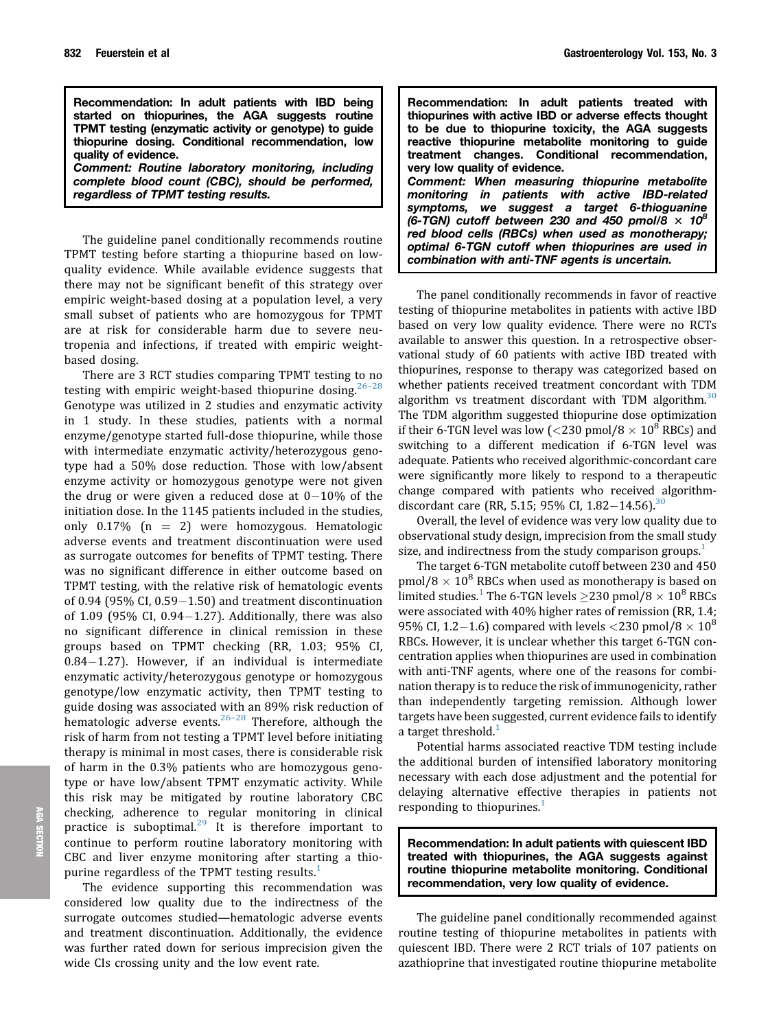**Recommendation: In adult patients with IBD being started on thiopurines, the AGA suggests routine TPMT testing (enzymatic activity or genotype) to guide thiopurine dosing. Conditional recommendation, low quality of evidence.**

***Comment: Routine laboratory monitoring, including complete blood count (CBC), should be performed, regardless of TPMT testing results.***

The guideline panel conditionally recommends routine TPMT testing before starting a thiopurine based on low-quality evidence. While available evidence suggests that there may not be significant benefit of this strategy over empiric weight-based dosing at a population level, a very small subset of patients who are homozygous for TPMT are at risk for considerable harm due to severe neutropenia and infections, if treated with empiric weight-based dosing.

There are 3 RCT studies comparing TPMT testing to no testing with empiric weight-based thiopurine dosing.[26–28] Genotype was utilized in 2 studies and enzymatic activity in 1 study. In these studies, patients with a normal enzyme/genotype started full-dose thiopurine, while those with intermediate enzymatic activity/heterozygous genotype had a 50% dose reduction. Those with low/absent enzyme activity or homozygous genotype were not given the drug or were given a reduced dose at 0−10% of the initiation dose. In the 1145 patients included in the studies, only 0.17% ($n = 2$) were homozygous. Hematologic adverse events and treatment discontinuation were used as surrogate outcomes for benefits of TPMT testing. There was no significant difference in either outcome based on TPMT testing, with the relative risk of hematologic events of 0.94 (95% CI, 0.59−1.50) and treatment discontinuation of 1.09 (95% CI, 0.94−1.27). Additionally, there was also no significant difference in clinical remission in these groups based on TPMT checking (RR, 1.03; 95% CI, 0.84−1.27). However, if an individual is intermediate enzymatic activity/heterozygous genotype or homozygous genotype/low enzymatic activity, then TPMT testing to guide dosing was associated with an 89% risk reduction of hematologic adverse events.[26–28] Therefore, although the risk of harm from not testing a TPMT level before initiating therapy is minimal in most cases, there is considerable risk of harm in the 0.3% patients who are homozygous genotype or have low/absent TPMT enzymatic activity. While this risk may be mitigated by routine laboratory CBC checking, adherence to regular monitoring in clinical practice is suboptimal.[29] It is therefore important to continue to perform routine laboratory monitoring with CBC and liver enzyme monitoring after starting a thiopurine regardless of the TPMT testing results.[1]

The evidence supporting this recommendation was considered low quality due to the indirectness of the surrogate outcomes studied—hematologic adverse events and treatment discontinuation. Additionally, the evidence was further rated down for serious imprecision given the wide CIs crossing unity and the low event rate.

**Recommendation: In adult patients treated with thiopurines with active IBD or adverse effects thought to be due to thiopurine toxicity, the AGA suggests reactive thiopurine metabolite monitoring to guide treatment changes. Conditional recommendation, very low quality of evidence.**

***Comment: When measuring thiopurine metabolite monitoring in patients with active IBD-related symptoms, we suggest a target 6-thioguanine (6-TGN) cutoff between 230 and 450 pmol/8 $\times$ 10$^8$ red blood cells (RBCs) when used as monotherapy; optimal 6-TGN cutoff when thiopurines are used in combination with anti-TNF agents is uncertain.***

The panel conditionally recommends in favor of reactive testing of thiopurine metabolites in patients with active IBD based on very low quality evidence. There were no RCTs available to answer this question. In a retrospective observational study of 60 patients with active IBD treated with thiopurines, response to therapy was categorized based on whether patients received treatment concordant with TDM algorithm vs treatment discordant with TDM algorithm.[30] The TDM algorithm suggested thiopurine dose optimization if their 6-TGN level was low ($<$230 pmol/8 $\times$ 10$^8$ RBCs) and switching to a different medication if 6-TGN level was adequate. Patients who received algorithmic-concordant care were significantly more likely to respond to a therapeutic change compared with patients who received algorithm-discordant care (RR, 5.15; 95% CI, 1.82−14.56).[30]

Overall, the level of evidence was very low quality due to observational study design, imprecision from the small study size, and indirectness from the study comparison groups.[1]

The target 6-TGN metabolite cutoff between 230 and 450 pmol/8 $\times$ 10$^8$ RBCs when used as monotherapy is based on limited studies.[1] The 6-TGN levels $\geq$230 pmol/8 $\times$ 10$^8$ RBCs were associated with 40% higher rates of remission (RR, 1.4; 95% CI, 1.2−1.6) compared with levels $<$230 pmol/8 $\times$ 10$^8$ RBCs. However, it is unclear whether this target 6-TGN concentration applies when thiopurines are used in combination with anti-TNF agents, where one of the reasons for combination therapy is to reduce the risk of immunogenicity, rather than independently targeting remission. Although lower targets have been suggested, current evidence fails to identify a target threshold.[1]

Potential harms associated reactive TDM testing include the additional burden of intensified laboratory monitoring necessary with each dose adjustment and the potential for delaying alternative effective therapies in patients not responding to thiopurines.[1]

**Recommendation: In adult patients with quiescent IBD treated with thiopurines, the AGA suggests against routine thiopurine metabolite monitoring. Conditional recommendation, very low quality of evidence.**

The guideline panel conditionally recommended against routine testing of thiopurine metabolites in patients with quiescent IBD. There were 2 RCT trials of 107 patients on azathioprine that investigated routine thiopurine metabolite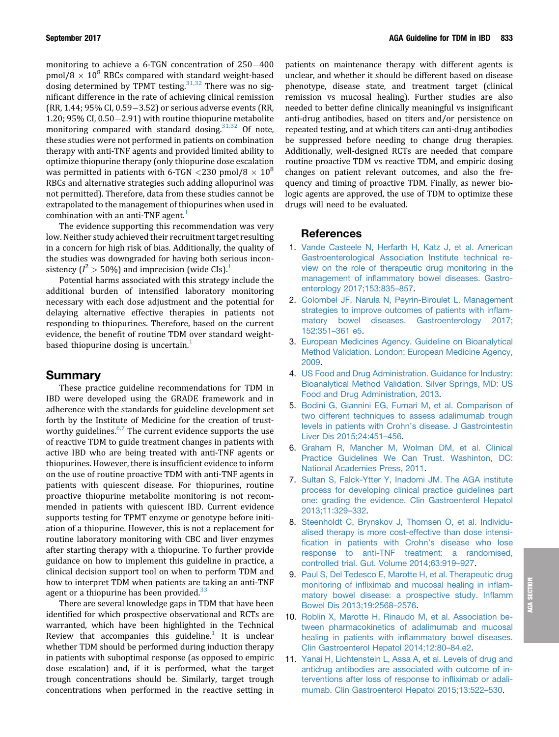monitoring to achieve a 6-TGN concentration of 250−400 pmol/8 × $10^8$ RBCs compared with standard weight-based dosing determined by TPMT testing.[31,32] There was no significant difference in the rate of achieving clinical remission (RR, 1.44; 95% CI, 0.59−3.52) or serious adverse events (RR, 1.20; 95% CI, 0.50−2.91) with routine thiopurine metabolite monitoring compared with standard dosing.[31,32] Of note, these studies were not performed in patients on combination therapy with anti-TNF agents and provided limited ability to optimize thiopurine therapy (only thiopurine dose escalation was permitted in patients with 6-TGN <230 pmol/8 × $10^8$ RBCs and alternative strategies such adding allopurinol was not permitted). Therefore, data from these studies cannot be extrapolated to the management of thiopurines when used in combination with an anti-TNF agent.[1]

The evidence supporting this recommendation was very low. Neither study achieved their recruitment target resulting in a concern for high risk of bias. Additionally, the quality of the studies was downgraded for having both serious inconsistency ($I^2 > 50\%$) and imprecision (wide CIs).[1]

Potential harms associated with this strategy include the additional burden of intensified laboratory monitoring necessary with each dose adjustment and the potential for delaying alternative effective therapies in patients not responding to thiopurines. Therefore, based on the current evidence, the benefit of routine TDM over standard weight-based thiopurine dosing is uncertain.[1]

## Summary

These practice guideline recommendations for TDM in IBD were developed using the GRADE framework and in adherence with the standards for guideline development set forth by the Institute of Medicine for the creation of trustworthy guidelines.[6,7] The current evidence supports the use of reactive TDM to guide treatment changes in patients with active IBD who are being treated with anti-TNF agents or thiopurines. However, there is insufficient evidence to inform on the use of routine proactive TDM with anti-TNF agents in patients with quiescent disease. For thiopurines, routine proactive thiopurine metabolite monitoring is not recommended in patients with quiescent IBD. Current evidence supports testing for TPMT enzyme or genotype before initiation of a thiopurine. However, this is not a replacement for routine laboratory monitoring with CBC and liver enzymes after starting therapy with a thiopurine. To further provide guidance on how to implement this guideline in practice, a clinical decision support tool on when to perform TDM and how to interpret TDM when patients are taking an anti-TNF agent or a thiopurine has been provided.[33]

There are several knowledge gaps in TDM that have been identified for which prospective observational and RCTs are warranted, which have been highlighted in the Technical Review that accompanies this guideline.[1] It is unclear whether TDM should be performed during induction therapy in patients with suboptimal response (as opposed to empiric dose escalation) and, if it is performed, what the target trough concentrations should be. Similarly, target trough concentrations when performed in the reactive setting in patients on maintenance therapy with different agents is unclear, and whether it should be different based on disease phenotype, disease state, and treatment target (clinical remission vs mucosal healing). Further studies are also needed to better define clinically meaningful vs insignificant anti-drug antibodies, based on titers and/or persistence on repeated testing, and at which titers can anti-drug antibodies be suppressed before needing to change drug therapies. Additionally, well-designed RCTs are needed that compare routine proactive TDM vs reactive TDM, and empiric dosing changes on patient relevant outcomes, and also the frequency and timing of proactive TDM. Finally, as newer biologic agents are approved, the use of TDM to optimize these drugs will need to be evaluated.

## References

1. Vande Casteele N, Herfarth H, Katz J, et al. American Gastroenterological Association Institute technical review on the role of therapeutic drug monitoring in the management of inflammatory bowel diseases. Gastroenterology 2017;153:835–857.
2. Colombel JF, Narula N, Peyrin-Biroulet L. Management strategies to improve outcomes of patients with inflammatory bowel diseases. Gastroenterology 2017; 152:351–361 e5.
3. European Medicines Agency. Guideline on Bioanalytical Method Validation. London: European Medicine Agency, 2009.
4. US Food and Drug Administration. Guidance for Industry: Bioanalytical Method Validation. Silver Springs, MD: US Food and Drug Administration, 2013.
5. Bodini G, Giannini EG, Furnari M, et al. Comparison of two different techniques to assess adalimumab trough levels in patients with Crohn's disease. J Gastrointestin Liver Dis 2015;24:451–456.
6. Graham R, Mancher M, Wolman DM, et al. Clinical Practice Guidelines We Can Trust. Washinton, DC: National Academies Press, 2011.
7. Sultan S, Falck-Ytter Y, Inadomi JM. The AGA institute process for developing clinical practice guidelines part one: grading the evidence. Clin Gastroenterol Hepatol 2013;11:329–332.
8. Steenholdt C, Brynskov J, Thomsen O, et al. Individualised therapy is more cost-effective than dose intensification in patients with Crohn's disease who lose response to anti-TNF treatment: a randomised, controlled trial. Gut. Volume 2014;63:919–927.
9. Paul S, Del Tedesco E, Marotte H, et al. Therapeutic drug monitoring of infliximab and mucosal healing in inflammatory bowel disease: a prospective study. Inflamm Bowel Dis 2013;19:2568–2576.
10. Roblin X, Marotte H, Rinaudo M, et al. Association between pharmacokinetics of adalimumab and mucosal healing in patients with inflammatory bowel diseases. Clin Gastroenterol Hepatol 2014;12:80–84.e2.
11. Yanai H, Lichtenstein L, Assa A, et al. Levels of drug and antidrug antibodies are associated with outcome of interventions after loss of response to infliximab or adalimumab. Clin Gastroenterol Hepatol 2015;13:522–530.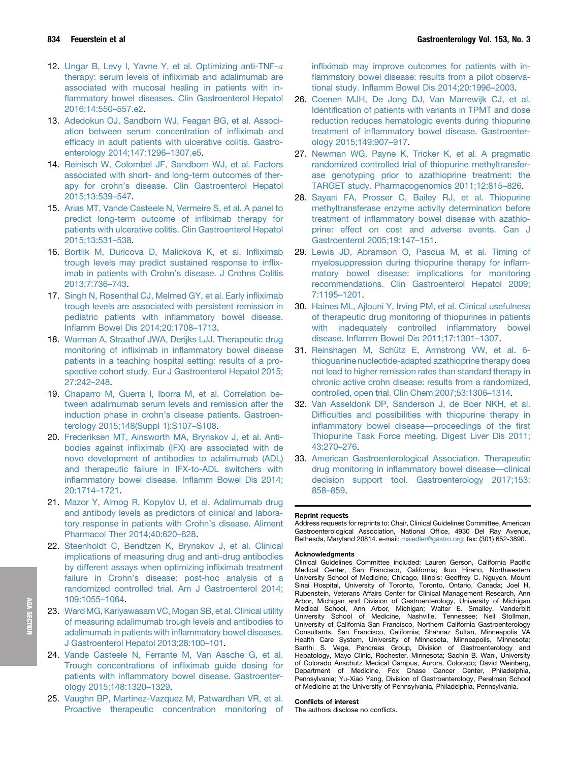12. Ungar B, Levy I, Yavne Y, et al. Optimizing anti-TNF-α therapy: serum levels of infliximab and adalimumab are associated with mucosal healing in patients with inflammatory bowel diseases. Clin Gastroenterol Hepatol 2016;14:550–557.e2.
13. Adedokun OJ, Sandborn WJ, Feagan BG, et al. Association between serum concentration of infliximab and efficacy in adult patients with ulcerative colitis. Gastroenterology 2014;147:1296–1307.e5.
14. Reinisch W, Colombel JF, Sandborn WJ, et al. Factors associated with short- and long-term outcomes of therapy for crohn's disease. Clin Gastroenterol Hepatol 2015;13:539–547.
15. Arias MT, Vande Casteele N, Vermeire S, et al. A panel to predict long-term outcome of infliximab therapy for patients with ulcerative colitis. Clin Gastroenterol Hepatol 2015;13:531–538.
16. Bortlik M, Duricova D, Malickova K, et al. Infliximab trough levels may predict sustained response to infliximab in patients with Crohn's disease. J Crohns Colitis 2013;7:736–743.
17. Singh N, Rosenthal CJ, Melmed GY, et al. Early infliximab trough levels are associated with persistent remission in pediatric patients with inflammatory bowel disease. Inflamm Bowel Dis 2014;20:1708–1713.
18. Warman A, Straathof JWA, Derijks LJJ. Therapeutic drug monitoring of infliximab in inflammatory bowel disease patients in a teaching hospital setting: results of a prospective cohort study. Eur J Gastroenterol Hepatol 2015;27:242–248.
19. Chaparro M, Guerra I, Iborra M, et al. Correlation between adalimumab serum levels and remission after the induction phase in crohn's disease patients. Gastroenterology 2015;148(Suppl 1):S107–S108.
20. Frederiksen MT, Ainsworth MA, Brynskov J, et al. Antibodies against infliximab (IFX) are associated with de novo development of antibodies to adalimumab (ADL) and therapeutic failure in IFX-to-ADL switchers with inflammatory bowel disease. Inflamm Bowel Dis 2014;20:1714–1721.
21. Mazor Y, Almog R, Kopylov U, et al. Adalimumab drug and antibody levels as predictors of clinical and laboratory response in patients with Crohn's disease. Aliment Pharmacol Ther 2014;40:620–628.
22. Steenholdt C, Bendtzen K, Brynskov J, et al. Clinical implications of measuring drug and anti-drug antibodies by different assays when optimizing infliximab treatment failure in Crohn's disease: post-hoc analysis of a randomized controlled trial. Am J Gastroenterol 2014;109:1055–1064.
23. Ward MG, Kariyawasam VC, Mogan SB, et al. Clinical utility of measuring adalimumab trough levels and antibodies to adalimumab in patients with inflammatory bowel diseases. J Gastroenterol Hepatol 2013;28:100–101.
24. Vande Casteele N, Ferrante M, Van Assche G, et al. Trough concentrations of infliximab guide dosing for patients with inflammatory bowel disease. Gastroenterology 2015;148:1320–1329.
25. Vaughn BP, Martinez-Vazquez M, Patwardhan VR, et al. Proactive therapeutic concentration monitoring of infliximab may improve outcomes for patients with inflammatory bowel disease: results from a pilot observational study. Inflamm Bowel Dis 2014;20:1996–2003.
26. Coenen MJH, De Jong DJ, Van Marrewijk CJ, et al. Identification of patients with variants in TPMT and dose reduction reduces hematologic events during thiopurine treatment of inflammatory bowel disease. Gastroenterology 2015;149:907–917.
27. Newman WG, Payne K, Tricker K, et al. A pragmatic randomized controlled trial of thiopurine methyltransferase genotyping prior to azathioprine treatment: the TARGET study. Pharmacogenomics 2011;12:815–826.
28. Sayani FA, Prosser C, Bailey RJ, et al. Thiopurine methyltransferase enzyme activity determination before treatment of inflammatory bowel disease with azathioprine: effect on cost and adverse events. Can J Gastroenterol 2005;19:147–151.
29. Lewis JD, Abramson O, Pascua M, et al. Timing of myelosuppression during thiopurine therapy for inflammatory bowel disease: implications for monitoring recommendations. Clin Gastroenterol Hepatol 2009;7:1195–1201.
30. Haines ML, Ajlouni Y, Irving PM, et al. Clinical usefulness of therapeutic drug monitoring of thiopurines in patients with inadequately controlled inflammatory bowel disease. Inflamm Bowel Dis 2011;17:1301–1307.
31. Reinshagen M, Schütz E, Armstrong VW, et al. 6-thioguanine nucleotide-adapted azathioprine therapy does not lead to higher remission rates than standard therapy in chronic active crohn disease: results from a randomized, controlled, open trial. Clin Chem 2007;53:1306–1314.
32. Van Asseldonk DP, Sanderson J, de Boer NKH, et al. Difficulties and possibilities with thiopurine therapy in inflammatory bowel disease—proceedings of the first Thiopurine Task Force meeting. Digest Liver Dis 2011;43:270–276.
33. American Gastroenterological Association. Therapeutic drug monitoring in inflammatory bowel disease—clinical decision support tool. Gastroenterology 2017;153:858–859.

**Reprint requests**

Address requests for reprints to: Chair, Clinical Guidelines Committee, American Gastroenterological Association, National Office, 4930 Del Ray Avenue, Bethesda, Maryland 20814. e-mail: msiedler@gastro.org; fax: (301) 652-3890.

**Acknowledgments**

Clinical Guidelines Committee included: Lauren Gerson, California Pacific Medical Center, San Francisco, California; Ikuo Hirano, Northwestern University School of Medicine, Chicago, Illinois; Geoffrey C. Nguyen, Mount Sinai Hospital, University of Toronto, Toronto, Ontario, Canada; Joel H. Rubenstein, Veterans Affairs Center for Clinical Management Research, Ann Arbor, Michigan and Division of Gastroenterology, University of Michigan Medical School, Ann Arbor, Michigan; Walter E. Smalley, Vanderbilt University School of Medicine, Nashville, Tennessee; Neil Stollman, University of California San Francisco, Northern California Gastroenterology Consultants, San Francisco, California; Shahnaz Sultan, Minneapolis VA Health Care System, University of Minnesota, Minneapolis, Minnesota; Santhi S. Vege, Pancreas Group, Division of Gastroenterology and Hepatology, Mayo Clinic, Rochester, Minnesota; Sachin B. Wani, University of Colorado Anschutz Medical Campus, Aurora, Colorado; David Weinberg, Department of Medicine, Fox Chase Cancer Center, Philadelphia, Pennsylvania; Yu-Xiao Yang, Division of Gastroenterology, Perelman School of Medicine at the University of Pennsylvania, Philadelphia, Pennsylvania.

**Conflicts of interest**

The authors disclose no conflicts.